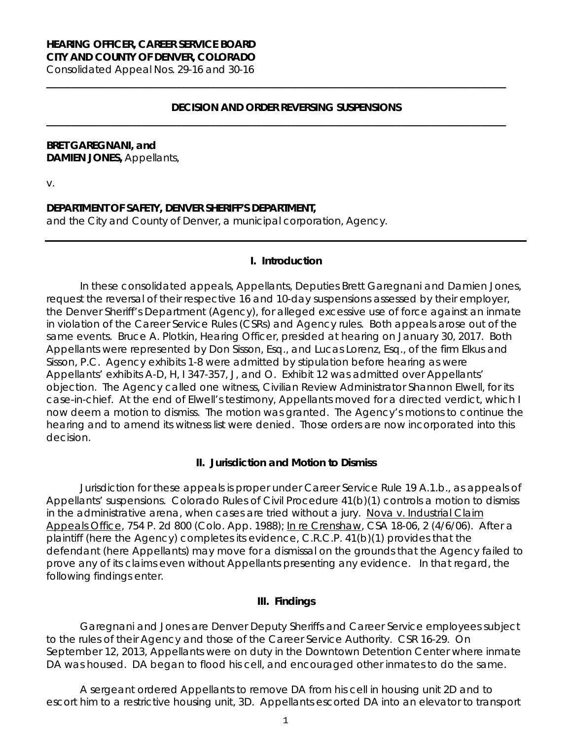**HEARING OFFICER, CAREER SERVICE BOARD**
**CITY AND COUNTY OF DENVER, COLORADO**
Consolidated Appeal Nos. 29-16 and 30-16

---

**DECISION AND ORDER REVERSING SUSPENSIONS**

---

**BRET GAREGNANI, and**
**DAMIEN JONES,** Appellants,

v.

**DEPARTMENT OF SAFETY, DENVER SHERIFF'S DEPARTMENT,**
and the City and County of Denver, a municipal corporation, Agency.

---

## I. Introduction

In these consolidated appeals, Appellants, Deputies Brett Garegnani and Damien Jones, request the reversal of their respective 16 and 10-day suspensions assessed by their employer, the Denver Sheriff's Department (Agency), for alleged excessive use of force against an inmate in violation of the Career Service Rules (CSRs) and Agency rules. Both appeals arose out of the same events. Bruce A. Plotkin, Hearing Officer, presided at hearing on January 30, 2017. Both Appellants were represented by Don Sisson, Esq., and Lucas Lorenz, Esq., of the firm Elkus and Sisson, P.C. Agency exhibits 1-8 were admitted by stipulation before hearing as were Appellants' exhibits A-D, H, I 347-357, J, and O. Exhibit 12 was admitted over Appellants' objection. The Agency called one witness, Civilian Review Administrator Shannon Elwell, for its case-in-chief. At the end of Elwell's testimony, Appellants moved for a directed verdict, which I now deem a motion to dismiss. The motion was granted. The Agency's motions to continue the hearing and to amend its witness list were denied. Those orders are now incorporated into this decision.

## II. Jurisdiction and Motion to Dismiss

Jurisdiction for these appeals is proper under Career Service Rule 19 A.1.b., as appeals of Appellants' suspensions. Colorado Rules of Civil Procedure 41(b)(1) controls a motion to dismiss in the administrative arena, when cases are tried without a jury. Nova v. Industrial Claim Appeals Office, 754 P. 2d 800 (Colo. App. 1988); In re Crenshaw, CSA 18-06, 2 (4/6/06). After a plaintiff (here the Agency) completes its evidence, C.R.C.P. 41(b)(1) provides that the defendant (here Appellants) may move for a dismissal on the grounds that the Agency failed to prove any of its claims even without Appellants presenting any evidence. In that regard, the following findings enter.

## III. Findings

Garegnani and Jones are Denver Deputy Sheriffs and Career Service employees subject to the rules of their Agency and those of the Career Service Authority. CSR 16-29. On September 12, 2013, Appellants were on duty in the Downtown Detention Center where inmate DA was housed. DA began to flood his cell, and encouraged other inmates to do the same.

A sergeant ordered Appellants to remove DA from his cell in housing unit 2D and to escort him to a restrictive housing unit, 3D. Appellants escorted DA into an elevator to transport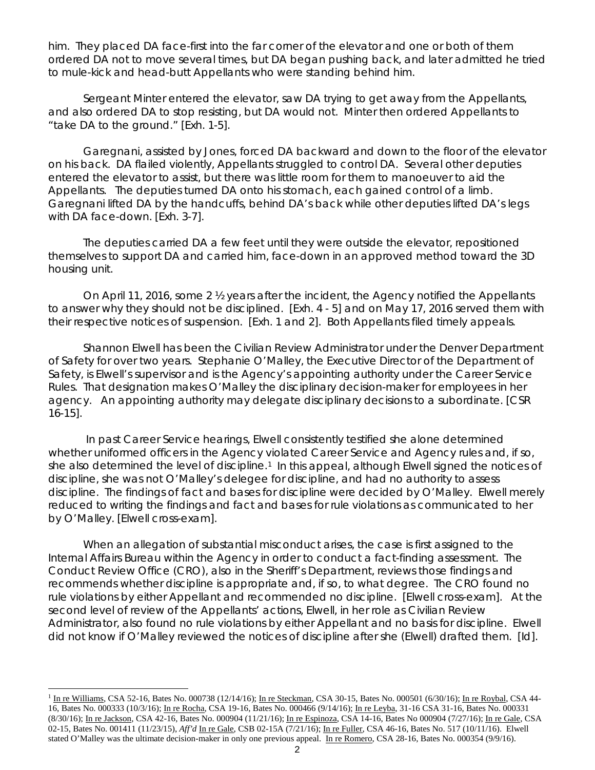him. They placed DA face-first into the far corner of the elevator and one or both of them ordered DA not to move several times, but DA began pushing back, and later admitted he tried to mule-kick and head-butt Appellants who were standing behind him.

Sergeant Minter entered the elevator, saw DA trying to get away from the Appellants, and also ordered DA to stop resisting, but DA would not. Minter then ordered Appellants to "take DA to the ground." [Exh. 1-5].

Garegnani, assisted by Jones, forced DA backward and down to the floor of the elevator on his back. DA flailed violently, Appellants struggled to control DA. Several other deputies entered the elevator to assist, but there was little room for them to manoeuver to aid the Appellants. The deputies turned DA onto his stomach, each gained control of a limb. Garegnani lifted DA by the handcuffs, behind DA's back while other deputies lifted DA's legs with DA face-down. [Exh. 3-7].

The deputies carried DA a few feet until they were outside the elevator, repositioned themselves to support DA and carried him, face-down in an approved method toward the 3D housing unit.

On April 11, 2016, some 2 ½ years after the incident, the Agency notified the Appellants to answer why they should not be disciplined. [Exh. 4 - 5] and on May 17, 2016 served them with their respective notices of suspension. [Exh. 1 and 2]. Both Appellants filed timely appeals.

Shannon Elwell has been the Civilian Review Administrator under the Denver Department of Safety for over two years. Stephanie O'Malley, the Executive Director of the Department of Safety, is Elwell's supervisor and is the Agency's appointing authority under the Career Service Rules. That designation makes O'Malley the disciplinary decision-maker for employees in her agency. An appointing authority may delegate disciplinary decisions to a subordinate. [CSR 16-15].

In past Career Service hearings, Elwell consistently testified she alone determined whether uniformed officers in the Agency violated Career Service and Agency rules and, if so, she also determined the level of discipline.[1] In this appeal, although Elwell signed the notices of discipline, she was not O'Malley's delegee for discipline, and had no authority to assess discipline. The findings of fact and bases for discipline were decided by O'Malley. Elwell merely reduced to writing the findings and fact and bases for rule violations as communicated to her by O'Malley. [Elwell cross-exam].

When an allegation of substantial misconduct arises, the case is first assigned to the Internal Affairs Bureau within the Agency in order to conduct a fact-finding assessment. The Conduct Review Office (CRO), also in the Sheriff's Department, reviews those findings and recommends whether discipline is appropriate and, if so, to what degree. The CRO found no rule violations by either Appellant and recommended no discipline. [Elwell cross-exam]. At the second level of review of the Appellants' actions, Elwell, in her role as Civilian Review Administrator, also found no rule violations by either Appellant and no basis for discipline. Elwell did not know if O'Malley reviewed the notices of discipline after she (Elwell) drafted them. [Id].

---

[1] In re Williams, CSA 52-16, Bates No. 000738 (12/14/16); In re Steckman, CSA 30-15, Bates No. 000501 (6/30/16); In re Roybal, CSA 44-16, Bates No. 000333 (10/3/16); In re Rocha, CSA 19-16, Bates No. 000466 (9/14/16); In re Leyba, 31-16 CSA 31-16, Bates No. 000331 (8/30/16); In re Jackson, CSA 42-16, Bates No. 000904 (11/21/16); In re Espinoza, CSA 14-16, Bates No 000904 (7/27/16); In re Gale, CSA 02-15, Bates No. 001411 (11/23/15), *Aff'd* In re Gale, CSB 02-15A (7/21/16); In re Fuller, CSA 46-16, Bates No. 517 (10/11/16). Elwell stated O'Malley was the ultimate decision-maker in only one previous appeal. In re Romero, CSA 28-16, Bates No. 000354 (9/9/16).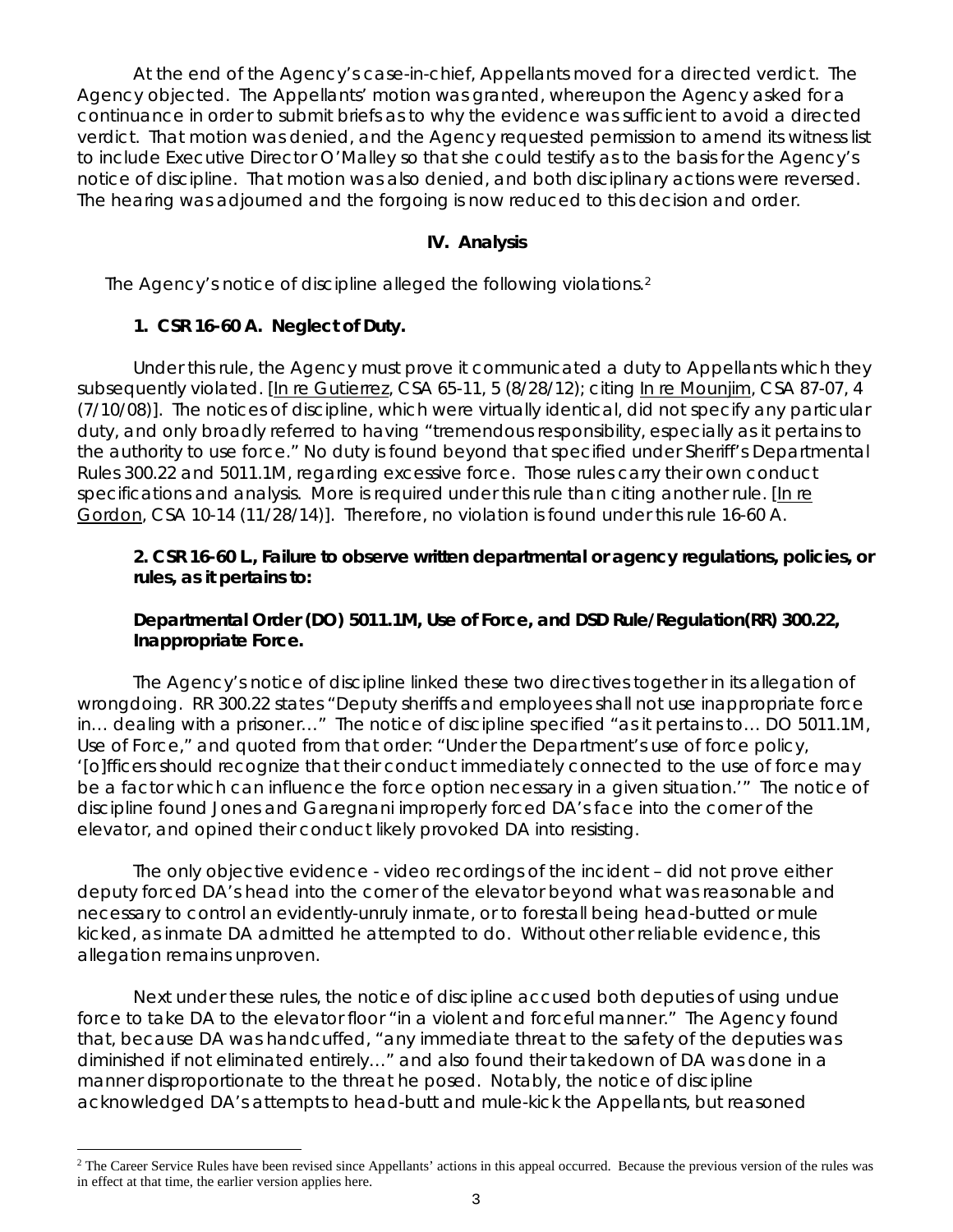At the end of the Agency's case-in-chief, Appellants moved for a directed verdict. The Agency objected. The Appellants' motion was granted, whereupon the Agency asked for a continuance in order to submit briefs as to why the evidence was sufficient to avoid a directed verdict. That motion was denied, and the Agency requested permission to amend its witness list to include Executive Director O'Malley so that she could testify as to the basis for the Agency's notice of discipline. That motion was also denied, and both disciplinary actions were reversed. The hearing was adjourned and the forgoing is now reduced to this decision and order.

## IV. Analysis

The Agency's notice of discipline alleged the following violations.[2]

### 1. CSR 16-60 A. Neglect of Duty.

Under this rule, the Agency must prove it communicated a duty to Appellants which they subsequently violated. [In re Gutierrez, CSA 65-11, 5 (8/28/12); citing In re Mounjim, CSA 87-07, 4 (7/10/08)]. The notices of discipline, which were virtually identical, did not specify any particular duty, and only broadly referred to having "tremendous responsibility, especially as it pertains to the authority to use force." No duty is found beyond that specified under Sheriff's Departmental Rules 300.22 and 5011.1M, regarding excessive force. Those rules carry their own conduct specifications and analysis. More is required under this rule than citing another rule. [In re Gordon, CSA 10-14 (11/28/14)]. Therefore, no violation is found under this rule 16-60 A.

### 2. CSR 16-60 L., Failure to observe written departmental or agency regulations, policies, or rules, as it pertains to:

**Departmental Order (DO) 5011.1M, Use of Force, and DSD Rule/Regulation(RR) 300.22, Inappropriate Force.**

The Agency's notice of discipline linked these two directives together in its allegation of wrongdoing. RR 300.22 states "Deputy sheriffs and employees shall not use inappropriate force in… dealing with a prisoner…" The notice of discipline specified "as it pertains to… DO 5011.1M, Use of Force," and quoted from that order: "Under the Department's use of force policy, '[o]fficers should recognize that their conduct immediately connected to the use of force may be a factor which can influence the force option necessary in a given situation.'" The notice of discipline found Jones and Garegnani improperly forced DA's face into the corner of the elevator, and opined their conduct likely provoked DA into resisting.

The only objective evidence - video recordings of the incident – did not prove either deputy forced DA's head into the corner of the elevator beyond what was reasonable and necessary to control an evidently-unruly inmate, or to forestall being head-butted or mule kicked, as inmate DA admitted he attempted to do. Without other reliable evidence, this allegation remains unproven.

Next under these rules, the notice of discipline accused both deputies of using undue force to take DA to the elevator floor "in a violent and forceful manner." The Agency found that, because DA was handcuffed, "any immediate threat to the safety of the deputies was diminished if not eliminated entirely…" and also found their takedown of DA was done in a manner disproportionate to the threat he posed. Notably, the notice of discipline acknowledged DA's attempts to head-butt and mule-kick the Appellants, but reasoned

---

[2] The Career Service Rules have been revised since Appellants' actions in this appeal occurred. Because the previous version of the rules was in effect at that time, the earlier version applies here.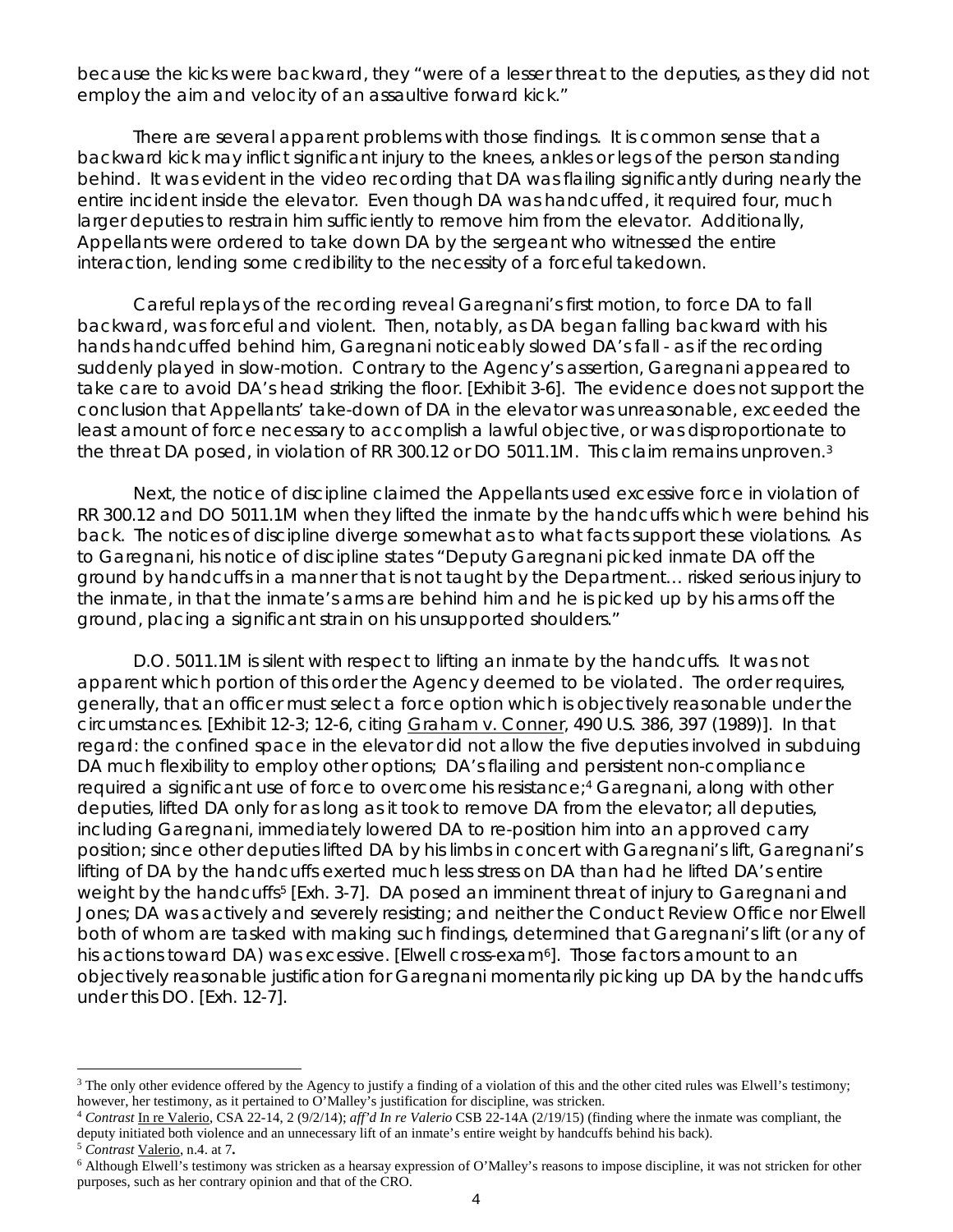because the kicks were backward, they "were of a lesser threat to the deputies, as they did not employ the aim and velocity of an assaultive forward kick."

There are several apparent problems with those findings. It is common sense that a backward kick may inflict significant injury to the knees, ankles or legs of the person standing behind. It was evident in the video recording that DA was flailing significantly during nearly the entire incident inside the elevator. Even though DA was handcuffed, it required four, much larger deputies to restrain him sufficiently to remove him from the elevator. Additionally, Appellants were ordered to take down DA by the sergeant who witnessed the entire interaction, lending some credibility to the necessity of a forceful takedown.

Careful replays of the recording reveal Garegnani's first motion, to force DA to fall backward, was forceful and violent. Then, notably, as DA began falling backward with his hands handcuffed behind him, Garegnani noticeably slowed DA's fall - as if the recording suddenly played in slow-motion. Contrary to the Agency's assertion, Garegnani appeared to take care to avoid DA's head striking the floor. [Exhibit 3-6]. The evidence does not support the conclusion that Appellants' take-down of DA in the elevator was unreasonable, exceeded the least amount of force necessary to accomplish a lawful objective, or was disproportionate to the threat DA posed, in violation of RR 300.12 or DO 5011.1M. This claim remains unproven.[3]

Next, the notice of discipline claimed the Appellants used excessive force in violation of RR 300.12 and DO 5011.1M when they lifted the inmate by the handcuffs which were behind his back. The notices of discipline diverge somewhat as to what facts support these violations. As to Garegnani, his notice of discipline states "Deputy Garegnani picked inmate DA off the ground by handcuffs in a manner that is not taught by the Department… risked serious injury to the inmate, in that the inmate's arms are behind him and he is picked up by his arms off the ground, placing a significant strain on his unsupported shoulders."

D.O. 5011.1M is silent with respect to lifting an inmate by the handcuffs. It was not apparent which portion of this order the Agency deemed to be violated. The order requires, generally, that an officer must select a force option which is objectively reasonable under the circumstances. [Exhibit 12-3; 12-6, citing Graham v. Conner, 490 U.S. 386, 397 (1989)]. In that regard: the confined space in the elevator did not allow the five deputies involved in subduing DA much flexibility to employ other options; DA's flailing and persistent non-compliance required a significant use of force to overcome his resistance;[4] Garegnani, along with other deputies, lifted DA only for as long as it took to remove DA from the elevator; all deputies, including Garegnani, immediately lowered DA to re-position him into an approved carry position; since other deputies lifted DA by his limbs in concert with Garegnani's lift, Garegnani's lifting of DA by the handcuffs exerted much less stress on DA than had he lifted DA's entire weight by the handcuffs[5] [Exh. 3-7]. DA posed an imminent threat of injury to Garegnani and Jones; DA was actively and severely resisting; and neither the Conduct Review Office nor Elwell both of whom are tasked with making such findings, determined that Garegnani's lift (or any of his actions toward DA) was excessive. [Elwell cross-exam[6]]. Those factors amount to an objectively reasonable justification for Garegnani momentarily picking up DA by the handcuffs under this DO. [Exh. 12-7].

---

[3] The only other evidence offered by the Agency to justify a finding of a violation of this and the other cited rules was Elwell's testimony; however, her testimony, as it pertained to O'Malley's justification for discipline, was stricken.

[4] *Contrast* In re Valerio, CSA 22-14, 2 (9/2/14); *aff'd In re Valerio* CSB 22-14A (2/19/15) (finding where the inmate was compliant, the deputy initiated both violence and an unnecessary lift of an inmate's entire weight by handcuffs behind his back).

[5] *Contrast* Valerio, n.4. at 7**.**

[6] Although Elwell's testimony was stricken as a hearsay expression of O'Malley's reasons to impose discipline, it was not stricken for other purposes, such as her contrary opinion and that of the CRO.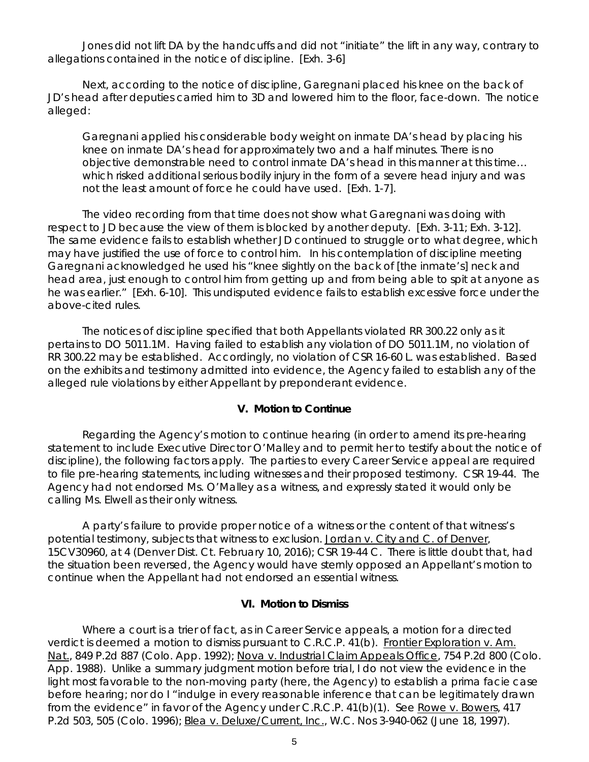Jones did not lift DA by the handcuffs and did not "initiate" the lift in any way, contrary to allegations contained in the notice of discipline. [Exh. 3-6]

Next, according to the notice of discipline, Garegnani placed his knee on the back of JD's head after deputies carried him to 3D and lowered him to the floor, face-down. The notice alleged:

> *Garegnani applied his considerable body weight on inmate DA's head by placing his knee on inmate DA's head for approximately two and a half minutes. There is no objective demonstrable need to control inmate DA's head in this manner at this time… which risked additional serious bodily injury in the form of a severe head injury and was not the least amount of force he could have used. [Exh. 1-7].*

The video recording from that time does not show what Garegnani was doing with respect to JD because the view of them is blocked by another deputy. [Exh. 3-11; Exh. 3-12]. The same evidence fails to establish whether JD continued to struggle or to what degree, which may have justified the use of force to control him. In his contemplation of discipline meeting Garegnani acknowledged he used his "knee slightly on the back of [the inmate's] neck and head area, just enough to control him from getting up and from being able to spit at anyone as he was earlier." [Exh. 6-10]. This undisputed evidence fails to establish excessive force under the above-cited rules.

The notices of discipline specified that both Appellants violated RR 300.22 only as it pertains to DO 5011.1M. Having failed to establish any violation of DO 5011.1M, no violation of RR 300.22 may be established. Accordingly, no violation of CSR 16-60 L. was established. Based on the exhibits and testimony admitted into evidence, the Agency failed to establish any of the alleged rule violations by either Appellant by preponderant evidence.

## V. Motion to Continue

Regarding the Agency's motion to continue hearing (in order to amend its pre-hearing statement to include Executive Director O'Malley and to permit her to testify about the notice of discipline), the following factors apply. The parties to every Career Service appeal are required to file pre-hearing statements, including witnesses and their proposed testimony. CSR 19-44. The Agency had not endorsed Ms. O'Malley as a witness, and expressly stated it would only be calling Ms. Elwell as their only witness.

A party's failure to provide proper notice of a witness or the content of that witness's potential testimony, subjects that witness to exclusion. Jordan v. City and C. of Denver, 15CV30960, at 4 (Denver Dist. Ct. February 10, 2016); CSR 19-44 C. There is little doubt that, had the situation been reversed, the Agency would have sternly opposed an Appellant's motion to continue when the Appellant had not endorsed an essential witness.

## VI. Motion to Dismiss

Where a court is a trier of fact, as in Career Service appeals, a motion for a directed verdict is deemed a motion to dismiss pursuant to C.R.C.P. 41(b). Frontier Exploration v. Am. Nat., 849 P.2d 887 (Colo. App. 1992); Nova v. Industrial Claim Appeals Office, 754 P.2d 800 (Colo. App. 1988). Unlike a summary judgment motion before trial, I do not view the evidence in the light most favorable to the non-moving party (here, the Agency) to establish a prima facie case before hearing; nor do I "indulge in every reasonable inference that can be legitimately drawn from the evidence" in favor of the Agency under C.R.C.P. 41(b)(1). See Rowe v. Bowers, 417 P.2d 503, 505 (Colo. 1996); Blea v. Deluxe/Current, Inc., W.C. Nos 3-940-062 (June 18, 1997).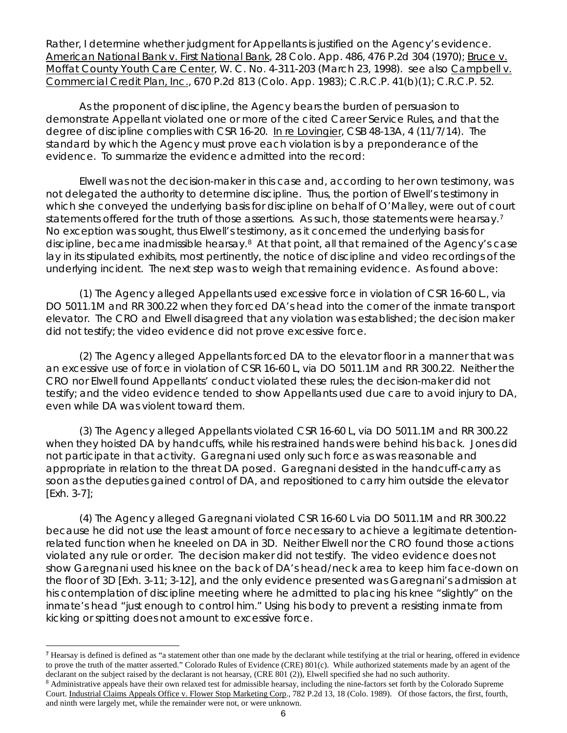Rather, I determine whether judgment for Appellants is justified on the Agency's evidence. American National Bank v. First National Bank, 28 Colo. App. 486, 476 P.2d 304 (1970); Bruce v. Moffat County Youth Care Center, W. C. No. 4-311-203 (March 23, 1998). see also Campbell v. Commercial Credit Plan, Inc., 670 P.2d 813 (Colo. App. 1983); C.R.C.P. 41(b)(1); C.R.C.P. 52.

As the proponent of discipline, the Agency bears the burden of persuasion to demonstrate Appellant violated one or more of the cited Career Service Rules, and that the degree of discipline complies with CSR 16-20. In re Lovingier, CSB 48-13A, 4 (11/7/14). The standard by which the Agency must prove each violation is by a preponderance of the evidence. To summarize the evidence admitted into the record:

Elwell was not the decision-maker in this case and, according to her own testimony, was not delegated the authority to determine discipline. Thus, the portion of Elwell's testimony in which she conveyed the underlying basis for discipline on behalf of O'Malley, were out of court statements offered for the truth of those assertions. As such, those statements were hearsay.[7] No exception was sought, thus Elwell's testimony, as it concerned the underlying basis for discipline, became inadmissible hearsay.[8] At that point, all that remained of the Agency's case lay in its stipulated exhibits, most pertinently, the notice of discipline and video recordings of the underlying incident. The next step was to weigh that remaining evidence. As found above:

(1) The Agency alleged Appellants used excessive force in violation of CSR 16-60 L., via DO 5011.1M and RR 300.22 when they forced DA's head into the corner of the inmate transport elevator. The CRO and Elwell disagreed that any violation was established; the decision maker did not testify; the video evidence did not prove excessive force.

(2) The Agency alleged Appellants forced DA to the elevator floor in a manner that was an excessive use of force in violation of CSR 16-60 L, via DO 5011.1M and RR 300.22. Neither the CRO nor Elwell found Appellants' conduct violated these rules; the decision-maker did not testify; and the video evidence tended to show Appellants used due care to avoid injury to DA, even while DA was violent toward them.

(3) The Agency alleged Appellants violated CSR 16-60 L, via DO 5011.1M and RR 300.22 when they hoisted DA by handcuffs, while his restrained hands were behind his back. Jones did not participate in that activity. Garegnani used only such force as was reasonable and appropriate in relation to the threat DA posed. Garegnani desisted in the handcuff-carry as soon as the deputies gained control of DA, and repositioned to carry him outside the elevator [Exh. 3-7];

(4) The Agency alleged Garegnani violated CSR 16-60 L via DO 5011.1M and RR 300.22 because he did not use the least amount of force necessary to achieve a legitimate detention-related function when he kneeled on DA in 3D. Neither Elwell nor the CRO found those actions violated any rule or order. The decision maker did not testify. The video evidence does not show Garegnani used his knee on the back of DA's head/neck area to keep him face-down on the floor of 3D [Exh. 3-11; 3-12], and the only evidence presented was Garegnani's admission at his contemplation of discipline meeting where he admitted to placing his knee "slightly" on the inmate's head "just enough to control him." Using his body to prevent a resisting inmate from kicking or spitting does not amount to excessive force.

---

[7] Hearsay is defined is defined as "a statement other than one made by the declarant while testifying at the trial or hearing, offered in evidence to prove the truth of the matter asserted." Colorado Rules of Evidence (CRE) 801(c). While authorized statements made by an agent of the declarant on the subject raised by the declarant is not hearsay, (CRE 801 (2)), Elwell specified she had no such authority.

[8] Administrative appeals have their own relaxed test for admissible hearsay, including the nine-factors set forth by the Colorado Supreme Court. Industrial Claims Appeals Office v. Flower Stop Marketing Corp., 782 P.2d 13, 18 (Colo. 1989). Of those factors, the first, fourth, and ninth were largely met, while the remainder were not, or were unknown.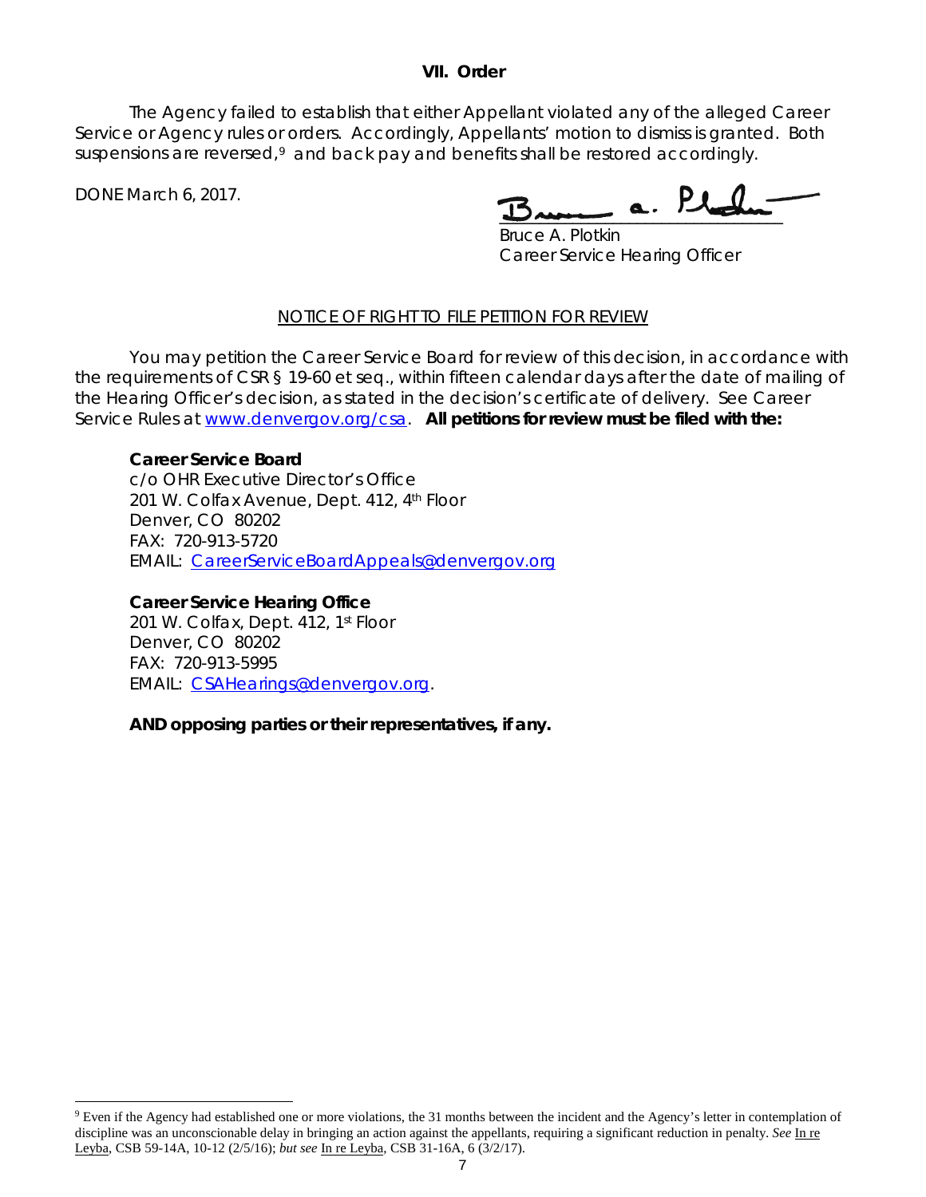## VII. Order

The Agency failed to establish that either Appellant violated any of the alleged Career Service or Agency rules or orders. Accordingly, Appellants' motion to dismiss is granted. Both suspensions are reversed,[9] and back pay and benefits shall be restored accordingly.

DONE March 6, 2017.

Bruce A. Plotkin
Career Service Hearing Officer

NOTICE OF RIGHT TO FILE PETITION FOR REVIEW

You may petition the Career Service Board for review of this decision, in accordance with the requirements of CSR § 19-60 et seq., within fifteen calendar days after the date of mailing of the Hearing Officer's decision, as stated in the decision's certificate of delivery. See Career Service Rules at www.denvergov.org/csa. **All petitions for review must be filed with the:**

**Career Service Board**
c/o OHR Executive Director's Office
201 W. Colfax Avenue, Dept. 412, 4th Floor
Denver, CO 80202
FAX: 720-913-5720
EMAIL: CareerServiceBoardAppeals@denvergov.org

**Career Service Hearing Office**
201 W. Colfax, Dept. 412, 1st Floor
Denver, CO 80202
FAX: 720-913-5995
EMAIL: CSAHearings@denvergov.org.

**AND opposing parties or their representatives, if any.**

---

[9] Even if the Agency had established one or more violations, the 31 months between the incident and the Agency's letter in contemplation of discipline was an unconscionable delay in bringing an action against the appellants, requiring a significant reduction in penalty. *See* In re Leyba, CSB 59-14A, 10-12 (2/5/16); *but see* In re Leyba, CSB 31-16A, 6 (3/2/17).